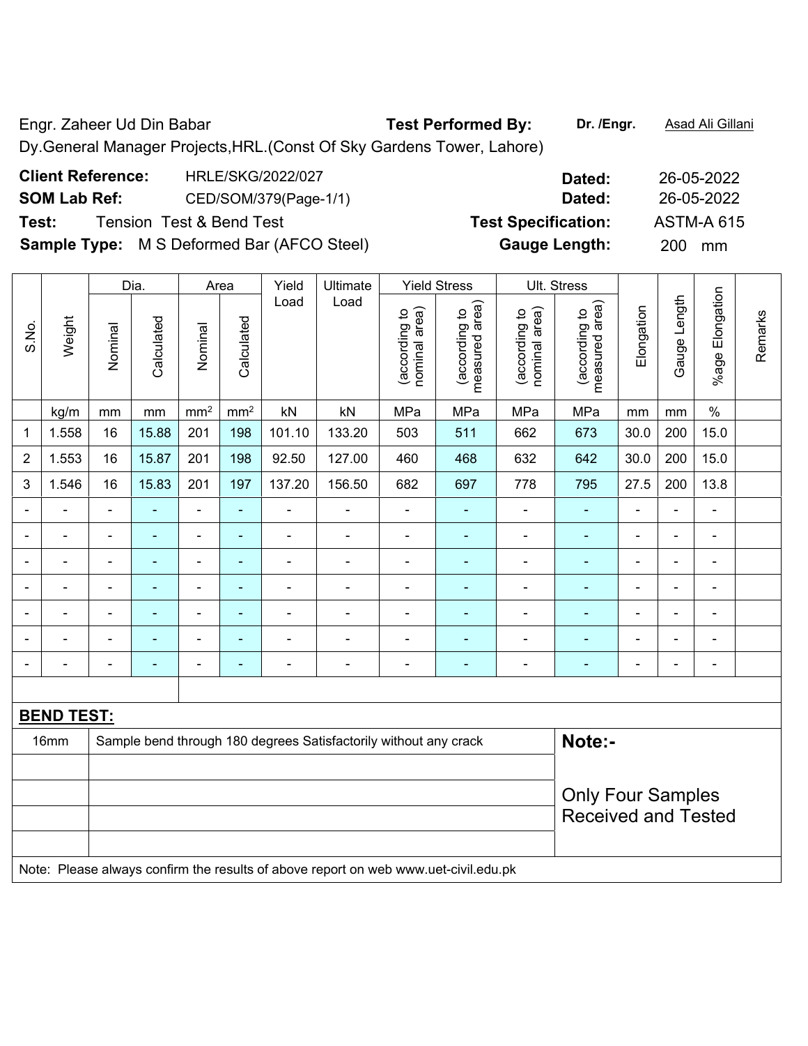Engr. Zaheer Ud Din Babar **Test Performed By:** **Dr. /Engr.** Asad Ali Gillani

Dy.General Manager Projects,HRL.(Const Of Sky Gardens Tower, Lahore)

**Client Reference:** HRLE/SKG/2022/027 **Dated:** 26-05-2022

**SOM Lab Ref:** CED/SOM/379(Page-1/1) **Dated:** 26-05-2022

**Test:** Tension Test & Bend Test **Test Specification:** ASTM-A 615

**Sample Type:** M S Deformed Bar (AFCO Steel) **Gauge Length:** 200 mm

| S.No. | Weight | Dia. | | Area | | Yield Load | Ultimate Load | Yield Stress | | Ult. Stress | | Elongation | Gauge Length | %age Elongation | Remarks |
|---|---|---|---|---|---|---|---|---|---|---|---|---|---|---|---|
| | | Nominal | Calculated | Nominal | Calculated | | | (according to nominal area) | (according to measured area) | (according to nominal area) | (according to measured area) | | | | |
| | kg/m | mm | mm | mm² | mm² | kN | kN | MPa | MPa | MPa | MPa | mm | mm | % | |
| 1 | 1.558 | 16 | 15.88 | 201 | 198 | 101.10 | 133.20 | 503 | 511 | 662 | 673 | 30.0 | 200 | 15.0 | |
| 2 | 1.553 | 16 | 15.87 | 201 | 198 | 92.50 | 127.00 | 460 | 468 | 632 | 642 | 30.0 | 200 | 15.0 | |
| 3 | 1.546 | 16 | 15.83 | 201 | 197 | 137.20 | 156.50 | 682 | 697 | 778 | 795 | 27.5 | 200 | 13.8 | |
| - | - | - | - | - | - | - | - | - | - | - | - | - | - | - | |
| - | - | - | - | - | - | - | - | - | - | - | - | - | - | - | |
| - | - | - | - | - | - | - | - | - | - | - | - | - | - | - | |
| - | - | - | - | - | - | - | - | - | - | - | - | - | - | - | |
| - | - | - | - | - | - | - | - | - | - | - | - | - | - | - | |
| - | - | - | - | - | - | - | - | - | - | - | - | - | - | - | |
| - | - | - | - | - | - | - | - | - | - | - | - | - | - | - | |

**BEND TEST:**

| | | |
|---|---|---|
| 16mm | Sample bend through 180 degrees Satisfactorily without any crack | **Note:-** |
| | | Only Four Samples Received and Tested |

Note: Please always confirm the results of above report on web www.uet-civil.edu.pk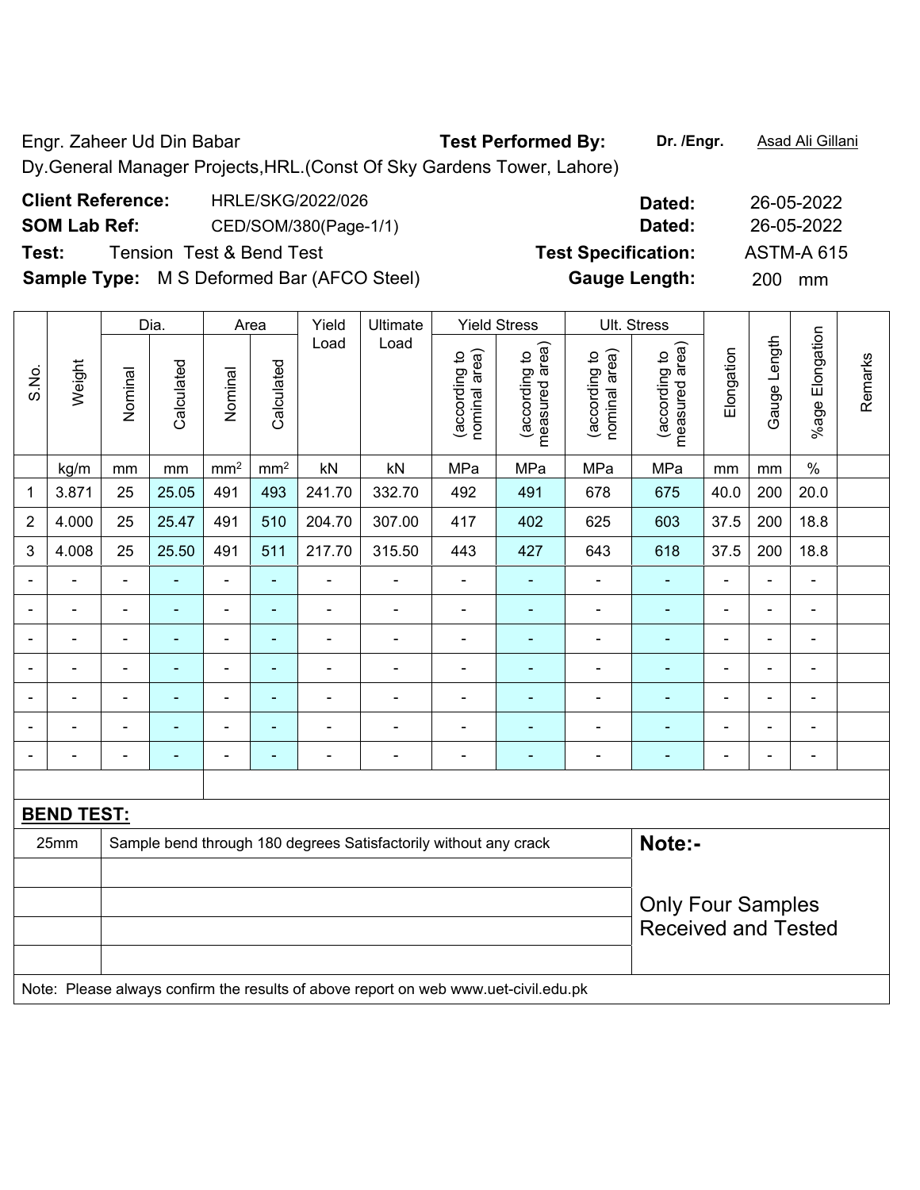Engr. Zaheer Ud Din Babar **Test Performed By:** **Dr. /Engr.** Asad Ali Gillani

Dy.General Manager Projects,HRL.(Const Of Sky Gardens Tower, Lahore)

**Client Reference:** HRLE/SKG/2022/026 **Dated:** 26-05-2022

**SOM Lab Ref:** CED/SOM/380(Page-1/1) **Dated:** 26-05-2022

**Test:** Tension Test & Bend Test **Test Specification:** ASTM-A 615

**Sample Type:** M S Deformed Bar (AFCO Steel) **Gauge Length:** 200 mm

| S.No. | Weight | Dia. | | Area | | Yield Load | Ultimate Load | Yield Stress | | Ult. Stress | | Elongation | Gauge Length | %age Elongation | Remarks |
|---|---|---|---|---|---|---|---|---|---|---|---|---|---|---|---|
| | | Nominal | Calculated | Nominal | Calculated | | | (according to nominal area) | (according to measured area) | (according to nominal area) | (according to measured area) | | | | |
| | kg/m | mm | mm | mm² | mm² | kN | kN | MPa | MPa | MPa | MPa | mm | mm | % | |
| 1 | 3.871 | 25 | 25.05 | 491 | 493 | 241.70 | 332.70 | 492 | 491 | 678 | 675 | 40.0 | 200 | 20.0 | |
| 2 | 4.000 | 25 | 25.47 | 491 | 510 | 204.70 | 307.00 | 417 | 402 | 625 | 603 | 37.5 | 200 | 18.8 | |
| 3 | 4.008 | 25 | 25.50 | 491 | 511 | 217.70 | 315.50 | 443 | 427 | 643 | 618 | 37.5 | 200 | 18.8 | |
| - | - | - | - | - | - | - | - | - | - | - | - | - | - | - | |
| - | - | - | - | - | - | - | - | - | - | - | - | - | - | - | |
| - | - | - | - | - | - | - | - | - | - | - | - | - | - | - | |
| - | - | - | - | - | - | - | - | - | - | - | - | - | - | - | |
| - | - | - | - | - | - | - | - | - | - | - | - | - | - | - | |
| - | - | - | - | - | - | - | - | - | - | - | - | - | - | - | |
| - | - | - | - | - | - | - | - | - | - | - | - | - | - | - | |

**BEND TEST:**

| | | |
|---|---|---|
| 25mm | Sample bend through 180 degrees Satisfactorily without any crack | **Note:-** |
| | | Only Four Samples Received and Tested |

Note: Please always confirm the results of above report on web www.uet-civil.edu.pk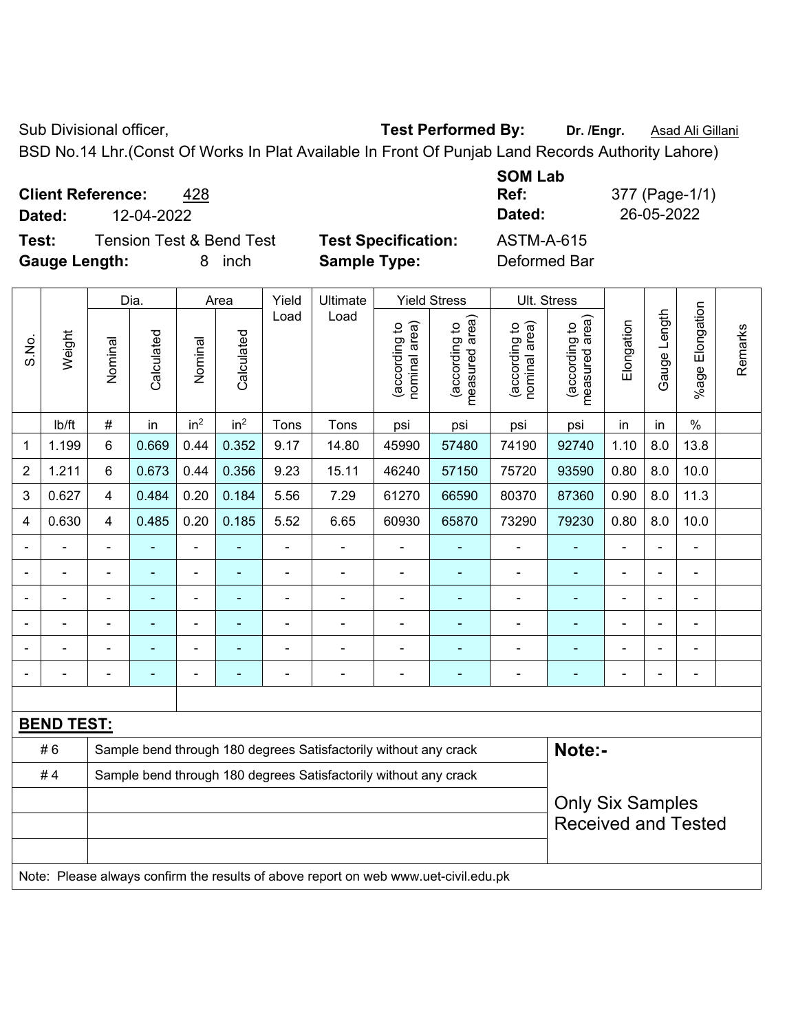Sub Divisional officer, **Test Performed By:** **Dr. /Engr.** Asad Ali Gillani

BSD No.14 Lhr.(Const Of Works In Plat Available In Front Of Punjab Land Records Authority Lahore)

**Client Reference:** 428

**Dated:** 12-04-2022

**SOM Lab Ref:** 377 (Page-1/1)

**Dated:** 26-05-2022

**Test:** Tension Test & Bend Test **Test Specification:** ASTM-A-615

**Gauge Length:** 8 inch **Sample Type:** Deformed Bar

| S.No. | Weight | Dia. | | Area | | Yield Load | Ultimate Load | Yield Stress | | Ult. Stress | | Elongation | Gauge Length | %age Elongation | Remarks |
|---|---|---|---|---|---|---|---|---|---|---|---|---|---|---|---|
| | | Nominal | Calculated | Nominal | Calculated | | | (according to nominal area) | (according to measured area) | (according to nominal area) | (according to measured area) | | | | |
| | lb/ft | # | in | $in^2$ | $in^2$ | Tons | Tons | psi | psi | psi | psi | in | in | % | |
| 1 | 1.199 | 6 | 0.669 | 0.44 | 0.352 | 9.17 | 14.80 | 45990 | 57480 | 74190 | 92740 | 1.10 | 8.0 | 13.8 | |
| 2 | 1.211 | 6 | 0.673 | 0.44 | 0.356 | 9.23 | 15.11 | 46240 | 57150 | 75720 | 93590 | 0.80 | 8.0 | 10.0 | |
| 3 | 0.627 | 4 | 0.484 | 0.20 | 0.184 | 5.56 | 7.29 | 61270 | 66590 | 80370 | 87360 | 0.90 | 8.0 | 11.3 | |
| 4 | 0.630 | 4 | 0.485 | 0.20 | 0.185 | 5.52 | 6.65 | 60930 | 65870 | 73290 | 79230 | 0.80 | 8.0 | 10.0 | |
| - | - | - | - | - | - | - | - | - | - | - | - | - | - | - | |
| - | - | - | - | - | - | - | - | - | - | - | - | - | - | - | |
| - | - | - | - | - | - | - | - | - | - | - | - | - | - | - | |
| - | - | - | - | - | - | - | - | - | - | - | - | - | - | - | |
| - | - | - | - | - | - | - | - | - | - | - | - | - | - | - | |
| - | - | - | - | - | - | - | - | - | - | - | - | - | - | - | |

**BEND TEST:**

| | | |
|---|---|---|
| # 6 | Sample bend through 180 degrees Satisfactorily without any crack | **Note:-** |
| # 4 | Sample bend through 180 degrees Satisfactorily without any crack | Only Six Samples Received and Tested |

Note: Please always confirm the results of above report on web www.uet-civil.edu.pk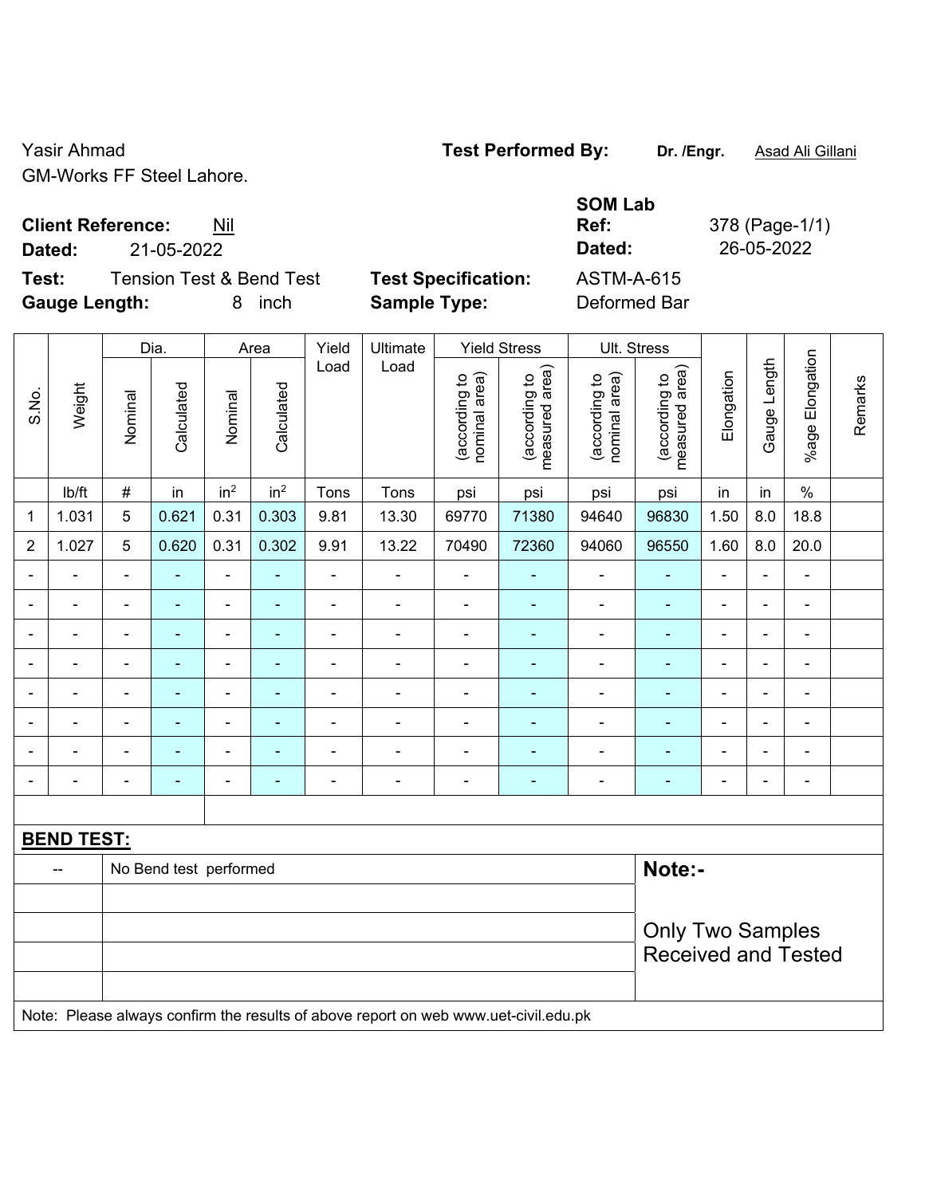Yasir Ahmad

GM-Works FF Steel Lahore.

**Test Performed By:** **Dr. /Engr.** Asad Ali Gillani

**SOM Lab**

**Client Reference:** Nil

**Ref:** 378 (Page-1/1)

**Dated:** 21-05-2022

**Dated:** 26-05-2022

**Test:** Tension Test & Bend Test

**Test Specification:** ASTM-A-615

**Gauge Length:** 8 inch

**Sample Type:** Deformed Bar

| S.No. | Weight | Dia. | | Area | | Yield Load | Ultimate Load | Yield Stress | | Ult. Stress | | Elongation | Gauge Length | %age Elongation | Remarks |
|---|---|---|---|---|---|---|---|---|---|---|---|---|---|---|---|
| | | Nominal | Calculated | Nominal | Calculated | | | (according to nominal area) | (according to measured area) | (according to nominal area) | (according to measured area) | | | | |
| | lb/ft | # | in | $in^2$ | $in^2$ | Tons | Tons | psi | psi | psi | psi | in | in | % | |
| 1 | 1.031 | 5 | 0.621 | 0.31 | 0.303 | 9.81 | 13.30 | 69770 | 71380 | 94640 | 96830 | 1.50 | 8.0 | 18.8 | |
| 2 | 1.027 | 5 | 0.620 | 0.31 | 0.302 | 9.91 | 13.22 | 70490 | 72360 | 94060 | 96550 | 1.60 | 8.0 | 20.0 | |
| - | - | - | - | - | - | - | - | - | - | - | - | - | - | - | |
| - | - | - | - | - | - | - | - | - | - | - | - | - | - | - | |
| - | - | - | - | - | - | - | - | - | - | - | - | - | - | - | |
| - | - | - | - | - | - | - | - | - | - | - | - | - | - | - | |
| - | - | - | - | - | - | - | - | - | - | - | - | - | - | - | |
| - | - | - | - | - | - | - | - | - | - | - | - | - | - | - | |
| - | - | - | - | - | - | - | - | - | - | - | - | - | - | - | |
| - | - | - | - | - | - | - | - | - | - | - | - | - | - | - | |

**BEND TEST:**

| -- | No Bend test performed |
|---|---|

**Note:-**

Only Two Samples Received and Tested

Note: Please always confirm the results of above report on web www.uet-civil.edu.pk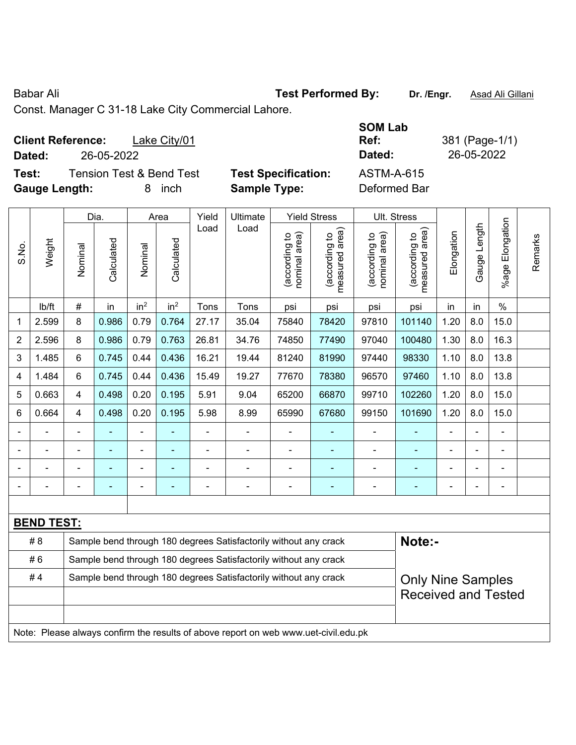Babar Ali

Const. Manager C 31-18 Lake City Commercial Lahore.

**Test Performed By:** **Dr. /Engr.** Asad Ali Gillani

**Client Reference:** Lake City/01

**Dated:** 26-05-2022

**SOM Lab Ref:** 381 (Page-1/1)

**Dated:** 26-05-2022

**Test:** Tension Test & Bend Test

**Test Specification:** ASTM-A-615

**Gauge Length:** 8 inch

**Sample Type:** Deformed Bar

| S.No. | Weight | Dia. | | Area | | Yield Load | Ultimate Load | Yield Stress | | Ult. Stress | | Elongation | Gauge Length | %age Elongation | Remarks |
|---|---|---|---|---|---|---|---|---|---|---|---|---|---|---|---|
| | | Nominal | Calculated | Nominal | Calculated | | | (according to nominal area) | (according to measured area) | (according to nominal area) | (according to measured area) | | | | |
| | lb/ft | # | in | $in^2$ | $in^2$ | Tons | Tons | psi | psi | psi | psi | in | in | % | |
| 1 | 2.599 | 8 | 0.986 | 0.79 | 0.764 | 27.17 | 35.04 | 75840 | 78420 | 97810 | 101140 | 1.20 | 8.0 | 15.0 | |
| 2 | 2.596 | 8 | 0.986 | 0.79 | 0.763 | 26.81 | 34.76 | 74850 | 77490 | 97040 | 100480 | 1.30 | 8.0 | 16.3 | |
| 3 | 1.485 | 6 | 0.745 | 0.44 | 0.436 | 16.21 | 19.44 | 81240 | 81990 | 97440 | 98330 | 1.10 | 8.0 | 13.8 | |
| 4 | 1.484 | 6 | 0.745 | 0.44 | 0.436 | 15.49 | 19.27 | 77670 | 78380 | 96570 | 97460 | 1.10 | 8.0 | 13.8 | |
| 5 | 0.663 | 4 | 0.498 | 0.20 | 0.195 | 5.91 | 9.04 | 65200 | 66870 | 99710 | 102260 | 1.20 | 8.0 | 15.0 | |
| 6 | 0.664 | 4 | 0.498 | 0.20 | 0.195 | 5.98 | 8.99 | 65990 | 67680 | 99150 | 101690 | 1.20 | 8.0 | 15.0 | |
| - | - | - | - | - | - | - | - | - | - | - | - | - | - | - | |
| - | - | - | - | - | - | - | - | - | - | - | - | - | - | - | |
| - | - | - | - | - | - | - | - | - | - | - | - | - | - | - | |
| - | - | - | - | - | - | - | - | - | - | - | - | - | - | - | |

**BEND TEST:**

| | |
|---|---|
| # 8 | Sample bend through 180 degrees Satisfactorily without any crack |
| # 6 | Sample bend through 180 degrees Satisfactorily without any crack |
| # 4 | Sample bend through 180 degrees Satisfactorily without any crack |

**Note:-**

Only Nine Samples Received and Tested

Note: Please always confirm the results of above report on web www.uet-civil.edu.pk